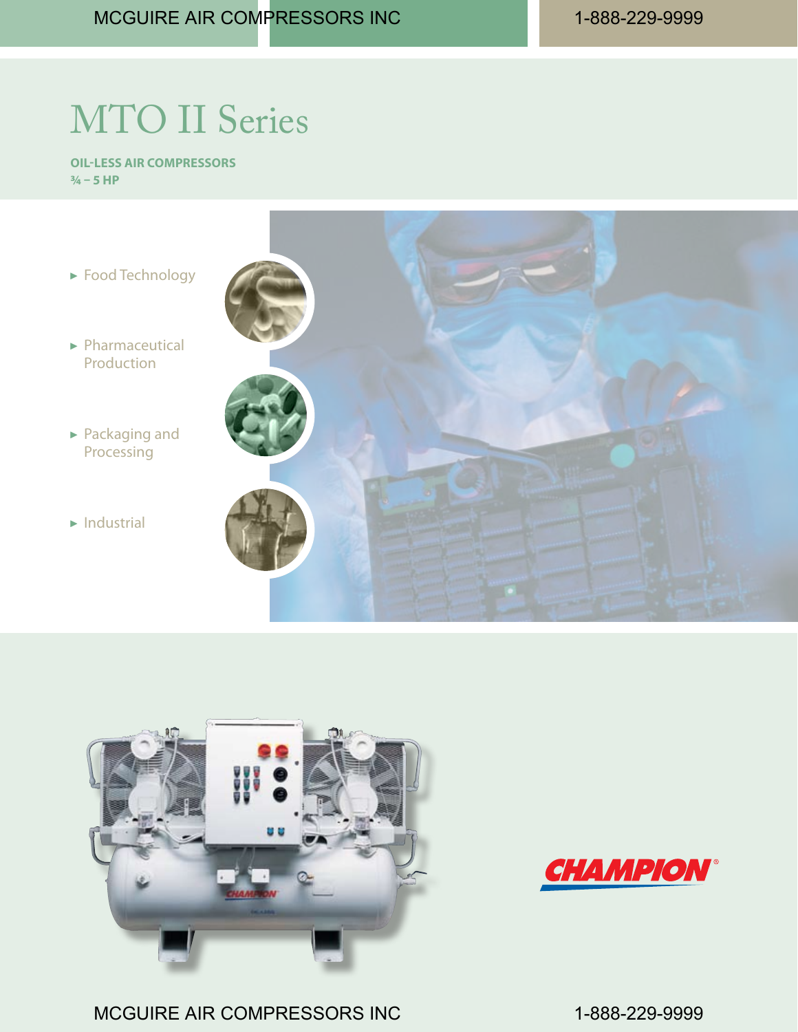# MTO II Series

**OIL-LESS AIR COMPRESSORS**
**¾ – 5 HP**

- Food Technology
- Pharmaceutical Production
- Packaging and Processing
- Industrial

CHAMPION®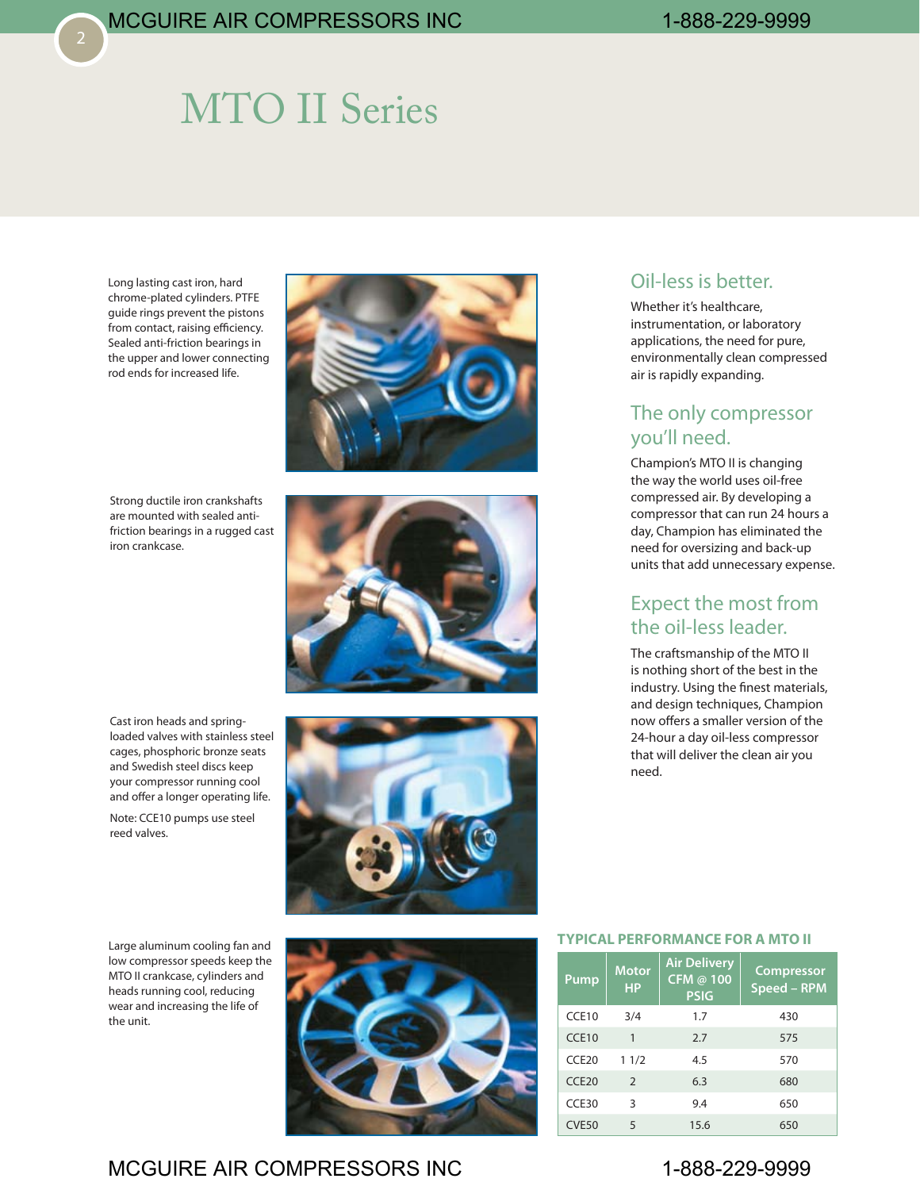# MTO II Series

Long lasting cast iron, hard chrome-plated cylinders. PTFE guide rings prevent the pistons from contact, raising efficiency. Sealed anti-friction bearings in the upper and lower connecting rod ends for increased life.

Strong ductile iron crankshafts are mounted with sealed anti-friction bearings in a rugged cast iron crankcase.

Cast iron heads and spring-loaded valves with stainless steel cages, phosphoric bronze seats and Swedish steel discs keep your compressor running cool and offer a longer operating life.

Note: CCE10 pumps use steel reed valves.

Large aluminum cooling fan and low compressor speeds keep the MTO II crankcase, cylinders and heads running cool, reducing wear and increasing the life of the unit.

## Oil-less is better.

Whether it's healthcare, instrumentation, or laboratory applications, the need for pure, environmentally clean compressed air is rapidly expanding.

## The only compressor you'll need.

Champion's MTO II is changing the way the world uses oil-free compressed air. By developing a compressor that can run 24 hours a day, Champion has eliminated the need for oversizing and back-up units that add unnecessary expense.

## Expect the most from the oil-less leader.

The craftsmanship of the MTO II is nothing short of the best in the industry. Using the finest materials, and design techniques, Champion now offers a smaller version of the 24-hour a day oil-less compressor that will deliver the clean air you need.

### TYPICAL PERFORMANCE FOR A MTO II

| Pump | Motor HP | Air Delivery CFM @ 100 PSIG | Compressor Speed – RPM |
|---|---|---|---|
| CCE10 | 3/4 | 1.7 | 430 |
| CCE10 | 1 | 2.7 | 575 |
| CCE20 | 1 1/2 | 4.5 | 570 |
| CCE20 | 2 | 6.3 | 680 |
| CCE30 | 3 | 9.4 | 650 |
| CVE50 | 5 | 15.6 | 650 |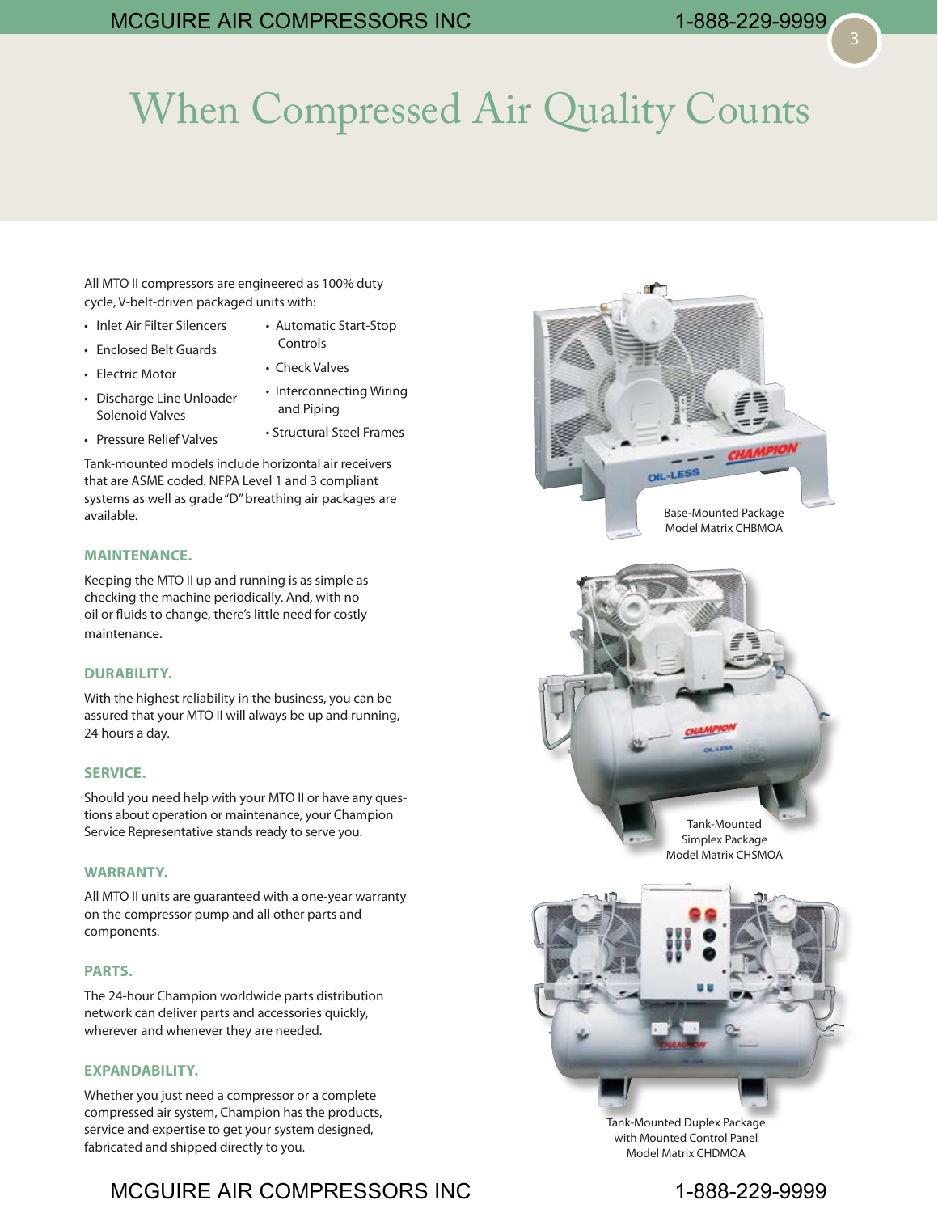# When Compressed Air Quality Counts

All MTO II compressors are engineered as 100% duty cycle, V-belt-driven packaged units with:

- Inlet Air Filter Silencers
- Enclosed Belt Guards
- Electric Motor
- Discharge Line Unloader Solenoid Valves
- Pressure Relief Valves
- Automatic Start-Stop Controls
- Check Valves
- Interconnecting Wiring and Piping
- Structural Steel Frames

Tank-mounted models include horizontal air receivers that are ASME coded. NFPA Level 1 and 3 compliant systems as well as grade "D" breathing air packages are available.

### MAINTENANCE.

Keeping the MTO II up and running is as simple as checking the machine periodically. And, with no oil or fluids to change, there's little need for costly maintenance.

### DURABILITY.

With the highest reliability in the business, you can be assured that your MTO II will always be up and running, 24 hours a day.

### SERVICE.

Should you need help with your MTO II or have any questions about operation or maintenance, your Champion Service Representative stands ready to serve you.

### WARRANTY.

All MTO II units are guaranteed with a one-year warranty on the compressor pump and all other parts and components.

### PARTS.

The 24-hour Champion worldwide parts distribution network can deliver parts and accessories quickly, wherever and whenever they are needed.

### EXPANDABILITY.

Whether you just need a compressor or a complete compressed air system, Champion has the products, service and expertise to get your system designed, fabricated and shipped directly to you.

Base-Mounted Package
Model Matrix CHBMOA

Tank-Mounted
Simplex Package
Model Matrix CHSMOA

Tank-Mounted Duplex Package
with Mounted Control Panel
Model Matrix CHDMOA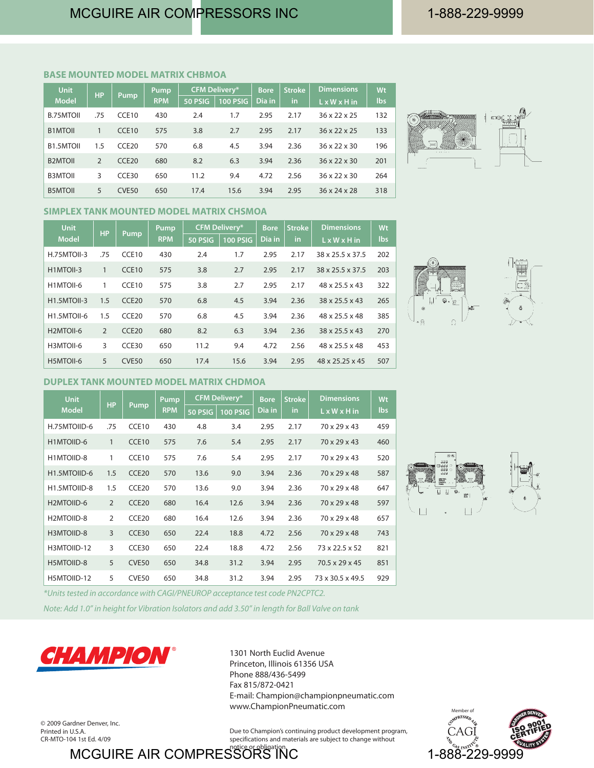## BASE MOUNTED MODEL MATRIX CHBMOA

| Unit Model | HP | Pump | Pump RPM | CFM Delivery* | | Bore Dia in | Stroke in | Dimensions L x W x H in | Wt lbs |
|---|---|---|---|---|---|---|---|---|---|
| | | | | 50 PSIG | 100 PSIG | | | | |
| B.75MTOII | .75 | CCE10 | 430 | 2.4 | 1.7 | 2.95 | 2.17 | 36 x 22 x 25 | 132 |
| B1MTOII | 1 | CCE10 | 575 | 3.8 | 2.7 | 2.95 | 2.17 | 36 x 22 x 25 | 133 |
| B1.5MTOII | 1.5 | CCE20 | 570 | 6.8 | 4.5 | 3.94 | 2.36 | 36 x 22 x 30 | 196 |
| B2MTOII | 2 | CCE20 | 680 | 8.2 | 6.3 | 3.94 | 2.36 | 36 x 22 x 30 | 201 |
| B3MTOII | 3 | CCE30 | 650 | 11.2 | 9.4 | 4.72 | 2.56 | 36 x 22 x 30 | 264 |
| B5MTOII | 5 | CVE50 | 650 | 17.4 | 15.6 | 3.94 | 2.95 | 36 x 24 x 28 | 318 |

## SIMPLEX TANK MOUNTED MODEL MATRIX CHSMOA

| Unit Model | HP | Pump | Pump RPM | CFM Delivery* | | Bore Dia in | Stroke in | Dimensions L x W x H in | Wt lbs |
|---|---|---|---|---|---|---|---|---|---|
| | | | | 50 PSIG | 100 PSIG | | | | |
| H.75MTOII-3 | .75 | CCE10 | 430 | 2.4 | 1.7 | 2.95 | 2.17 | 38 x 25.5 x 37.5 | 202 |
| H1MTOII-3 | 1 | CCE10 | 575 | 3.8 | 2.7 | 2.95 | 2.17 | 38 x 25.5 x 37.5 | 203 |
| H1MTOII-6 | 1 | CCE10 | 575 | 3.8 | 2.7 | 2.95 | 2.17 | 48 x 25.5 x 43 | 322 |
| H1.5MTOII-3 | 1.5 | CCE20 | 570 | 6.8 | 4.5 | 3.94 | 2.36 | 38 x 25.5 x 43 | 265 |
| H1.5MTOII-6 | 1.5 | CCE20 | 570 | 6.8 | 4.5 | 3.94 | 2.36 | 48 x 25.5 x 48 | 385 |
| H2MTOII-6 | 2 | CCE20 | 680 | 8.2 | 6.3 | 3.94 | 2.36 | 38 x 25.5 x 43 | 270 |
| H3MTOII-6 | 3 | CCE30 | 650 | 11.2 | 9.4 | 4.72 | 2.56 | 48 x 25.5 x 48 | 453 |
| H5MTOII-6 | 5 | CVE50 | 650 | 17.4 | 15.6 | 3.94 | 2.95 | 48 x 25.25 x 45 | 507 |

## DUPLEX TANK MOUNTED MODEL MATRIX CHDMOA

| Unit Model | HP | Pump | Pump RPM | CFM Delivery* | | Bore Dia in | Stroke in | Dimensions L x W x H in | Wt lbs |
|---|---|---|---|---|---|---|---|---|---|
| | | | | 50 PSIG | 100 PSIG | | | | |
| H.75MTOIID-6 | .75 | CCE10 | 430 | 4.8 | 3.4 | 2.95 | 2.17 | 70 x 29 x 43 | 459 |
| H1MTOIID-6 | 1 | CCE10 | 575 | 7.6 | 5.4 | 2.95 | 2.17 | 70 x 29 x 43 | 460 |
| H1MTOIID-8 | 1 | CCE10 | 575 | 7.6 | 5.4 | 2.95 | 2.17 | 70 x 29 x 43 | 520 |
| H1.5MTOIID-6 | 1.5 | CCE20 | 570 | 13.6 | 9.0 | 3.94 | 2.36 | 70 x 29 x 48 | 587 |
| H1.5MTOIID-8 | 1.5 | CCE20 | 570 | 13.6 | 9.0 | 3.94 | 2.36 | 70 x 29 x 48 | 647 |
| H2MTOIID-6 | 2 | CCE20 | 680 | 16.4 | 12.6 | 3.94 | 2.36 | 70 x 29 x 48 | 597 |
| H2MTOIID-8 | 2 | CCE20 | 680 | 16.4 | 12.6 | 3.94 | 2.36 | 70 x 29 x 48 | 657 |
| H3MTOIID-8 | 3 | CCE30 | 650 | 22.4 | 18.8 | 4.72 | 2.56 | 70 x 29 x 48 | 743 |
| H3MTOIID-12 | 3 | CCE30 | 650 | 22.4 | 18.8 | 4.72 | 2.56 | 73 x 22.5 x 52 | 821 |
| H5MTOIID-8 | 5 | CVE50 | 650 | 34.8 | 31.2 | 3.94 | 2.95 | 70.5 x 29 x 45 | 851 |
| H5MTOIID-12 | 5 | CVE50 | 650 | 34.8 | 31.2 | 3.94 | 2.95 | 73 x 30.5 x 49.5 | 929 |

*\*Units tested in accordance with CAGI/PNEUROP acceptance test code PN2CPTC2.*

*Note: Add 1.0" in height for Vibration Isolators and add 3.50" in length for Ball Valve on tank*

**CHAMPION®**

1301 North Euclid Avenue
Princeton, Illinois 61356 USA
Phone 888/436-5499
Fax 815/872-0421
E-mail: Champion@championpneumatic.com
www.ChampionPneumatic.com

© 2009 Gardner Denver, Inc.
Printed in U.S.A.
CR-MTO-104 1st Ed. 4/09

Due to Champion's continuing product development program, specifications and materials are subject to change without notice or obligation.

Member of CAGI Compressed Air and Gas Institute

Gardner Denver ISO 9001 Certified Quality System